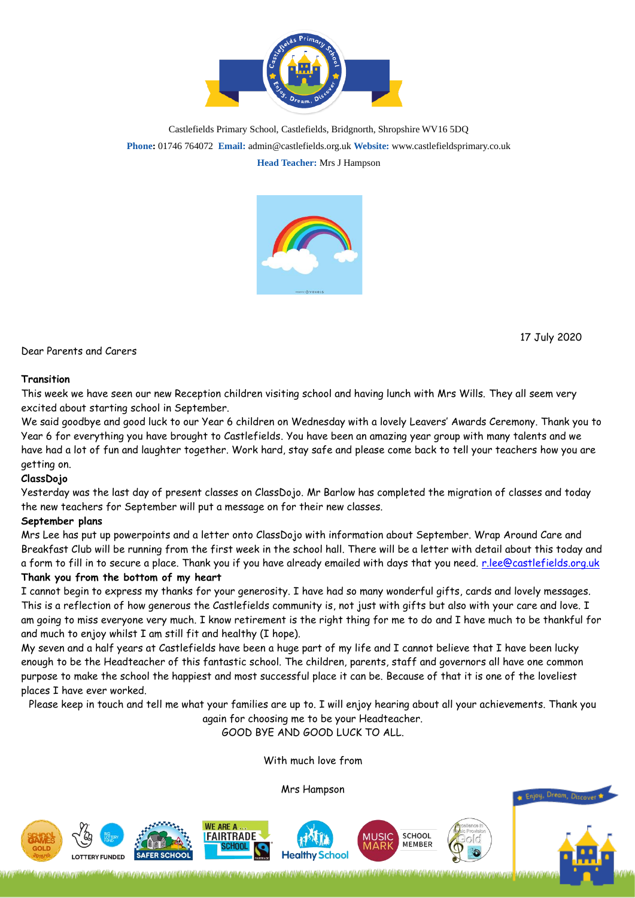Castlefields Primary School, Castlefields, Bridgnorth, Shropshire WV16 5DQ

**Phone:** 01746 764072 **Email:** admin@castlefields.org.uk **Website:** www.castlefieldsprimary.co.uk

**Head Teacher:** Mrs J Hampson

17 July 2020

Dear Parents and Carers

**Transition**

This week we have seen our new Reception children visiting school and having lunch with Mrs Wills. They all seem very excited about starting school in September.

We said goodbye and good luck to our Year 6 children on Wednesday with a lovely Leavers' Awards Ceremony. Thank you to Year 6 for everything you have brought to Castlefields. You have been an amazing year group with many talents and we have had a lot of fun and laughter together. Work hard, stay safe and please come back to tell your teachers how you are getting on.

**ClassDojo**

Yesterday was the last day of present classes on ClassDojo. Mr Barlow has completed the migration of classes and today the new teachers for September will put a message on for their new classes.

**September plans**

Mrs Lee has put up powerpoints and a letter onto ClassDojo with information about September. Wrap Around Care and Breakfast Club will be running from the first week in the school hall. There will be a letter with detail about this today and a form to fill in to secure a place. Thank you if you have already emailed with days that you need. r.lee@castlefields.org.uk

**Thank you from the bottom of my heart**

I cannot begin to express my thanks for your generosity. I have had so many wonderful gifts, cards and lovely messages. This is a reflection of how generous the Castlefields community is, not just with gifts but also with your care and love. I am going to miss everyone very much. I know retirement is the right thing for me to do and I have much to be thankful for and much to enjoy whilst I am still fit and healthy (I hope).

My seven and a half years at Castlefields have been a huge part of my life and I cannot believe that I have been lucky enough to be the Headteacher of this fantastic school. The children, parents, staff and governors all have one common purpose to make the school the happiest and most successful place it can be. Because of that it is one of the loveliest places I have ever worked.

Please keep in touch and tell me what your families are up to. I will enjoy hearing about all your achievements. Thank you again for choosing me to be your Headteacher.

GOOD BYE AND GOOD LUCK TO ALL.

With much love from

Mrs Hampson